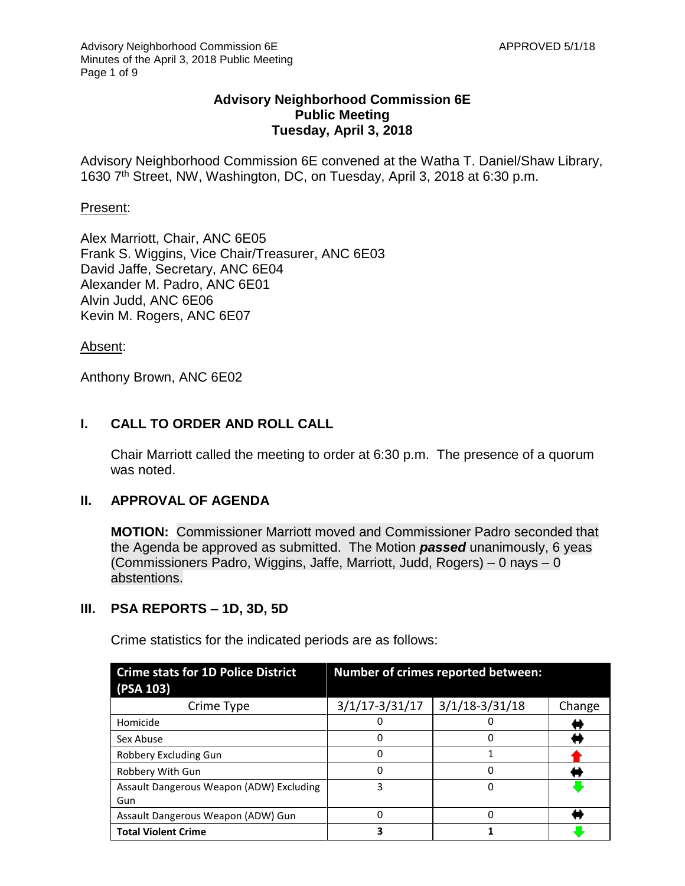# Advisory Neighborhood Commission 6E
## Public Meeting
## Tuesday, April 3, 2018

Advisory Neighborhood Commission 6E convened at the Watha T. Daniel/Shaw Library, 1630 7th Street, NW, Washington, DC, on Tuesday, April 3, 2018 at 6:30 p.m.

Present:

Alex Marriott, Chair, ANC 6E05
Frank S. Wiggins, Vice Chair/Treasurer, ANC 6E03
David Jaffe, Secretary, ANC 6E04
Alexander M. Padro, ANC 6E01
Alvin Judd, ANC 6E06
Kevin M. Rogers, ANC 6E07

Absent:

Anthony Brown, ANC 6E02

## I. CALL TO ORDER AND ROLL CALL

Chair Marriott called the meeting to order at 6:30 p.m. The presence of a quorum was noted.

## II. APPROVAL OF AGENDA

**MOTION:** Commissioner Marriott moved and Commissioner Padro seconded that the Agenda be approved as submitted. The Motion ***passed*** unanimously, 6 yeas (Commissioners Padro, Wiggins, Jaffe, Marriott, Judd, Rogers) – 0 nays – 0 abstentions.

## III. PSA REPORTS – 1D, 3D, 5D

Crime statistics for the indicated periods are as follows:

| **Crime stats for 1D Police District (PSA 103)** | **Number of crimes reported between:** | | |
|---|---|---|---|
| Crime Type | 3/1/17-3/31/17 | 3/1/18-3/31/18 | Change |
| Homicide | 0 | 0 | ⬌ |
| Sex Abuse | 0 | 0 | ⬌ |
| Robbery Excluding Gun | 0 | 1 | ⬆ |
| Robbery With Gun | 0 | 0 | ⬌ |
| Assault Dangerous Weapon (ADW) Excluding Gun | 3 | 0 | ⬇ |
| Assault Dangerous Weapon (ADW) Gun | 0 | 0 | ⬌ |
| **Total Violent Crime** | **3** | **1** | ⬇ |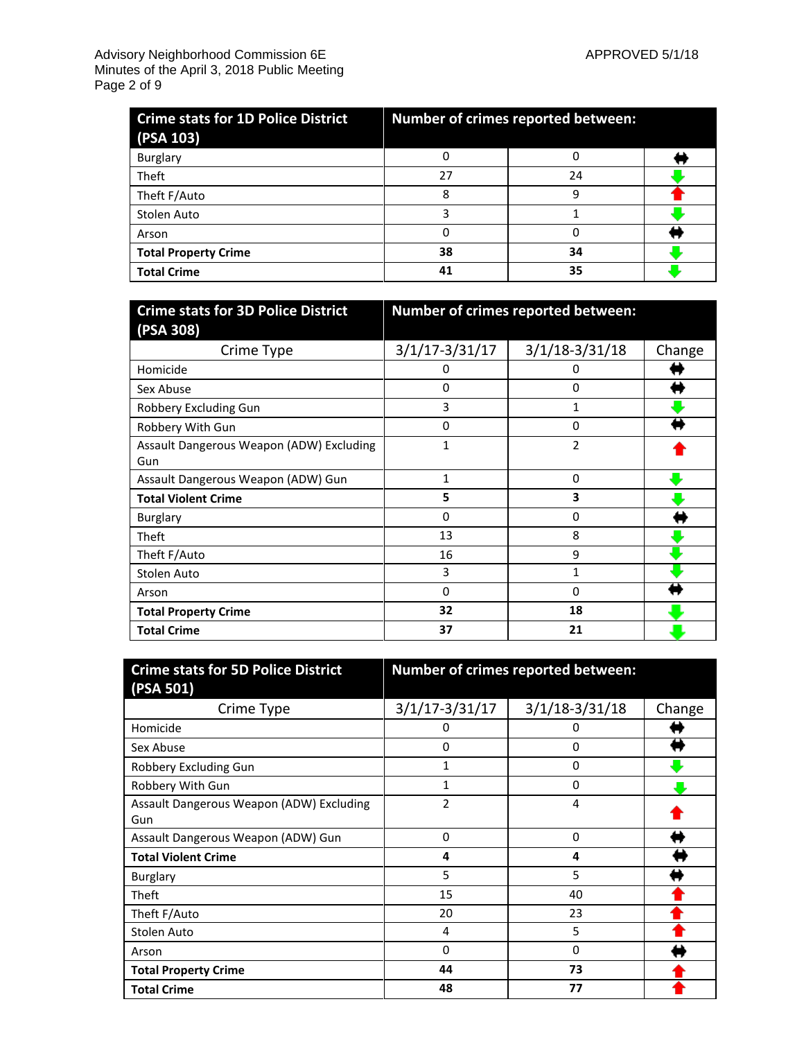| Crime stats for 1D Police District (PSA 103) | Number of crimes reported between: | | |
|---|---|---|---|
| Burglary | 0 | 0 | ↔ |
| Theft | 27 | 24 | ↓ |
| Theft F/Auto | 8 | 9 | ↑ |
| Stolen Auto | 3 | 1 | ↓ |
| Arson | 0 | 0 | ↔ |
| **Total Property Crime** | **38** | **34** | ↓ |
| **Total Crime** | **41** | **35** | ↓ |

| Crime stats for 3D Police District (PSA 308) | Number of crimes reported between: | | |
|---|---|---|---|
| Crime Type | 3/1/17-3/31/17 | 3/1/18-3/31/18 | Change |
| Homicide | 0 | 0 | ↔ |
| Sex Abuse | 0 | 0 | ↔ |
| Robbery Excluding Gun | 3 | 1 | ↓ |
| Robbery With Gun | 0 | 0 | ↔ |
| Assault Dangerous Weapon (ADW) Excluding Gun | 1 | 2 | ↑ |
| Assault Dangerous Weapon (ADW) Gun | 1 | 0 | ↓ |
| **Total Violent Crime** | **5** | **3** | ↓ |
| Burglary | 0 | 0 | ↔ |
| Theft | 13 | 8 | ↓ |
| Theft F/Auto | 16 | 9 | ↓ |
| Stolen Auto | 3 | 1 | ↓ |
| Arson | 0 | 0 | ↔ |
| **Total Property Crime** | **32** | **18** | ↓ |
| **Total Crime** | **37** | **21** | ↓ |

| Crime stats for 5D Police District (PSA 501) | Number of crimes reported between: | | |
|---|---|---|---|
| Crime Type | 3/1/17-3/31/17 | 3/1/18-3/31/18 | Change |
| Homicide | 0 | 0 | ↔ |
| Sex Abuse | 0 | 0 | ↔ |
| Robbery Excluding Gun | 1 | 0 | ↓ |
| Robbery With Gun | 1 | 0 | ↓ |
| Assault Dangerous Weapon (ADW) Excluding Gun | 2 | 4 | ↑ |
| Assault Dangerous Weapon (ADW) Gun | 0 | 0 | ↔ |
| **Total Violent Crime** | **4** | **4** | ↔ |
| Burglary | 5 | 5 | ↔ |
| Theft | 15 | 40 | ↑ |
| Theft F/Auto | 20 | 23 | ↑ |
| Stolen Auto | 4 | 5 | ↑ |
| Arson | 0 | 0 | ↔ |
| **Total Property Crime** | **44** | **73** | ↑ |
| **Total Crime** | **48** | **77** | ↑ |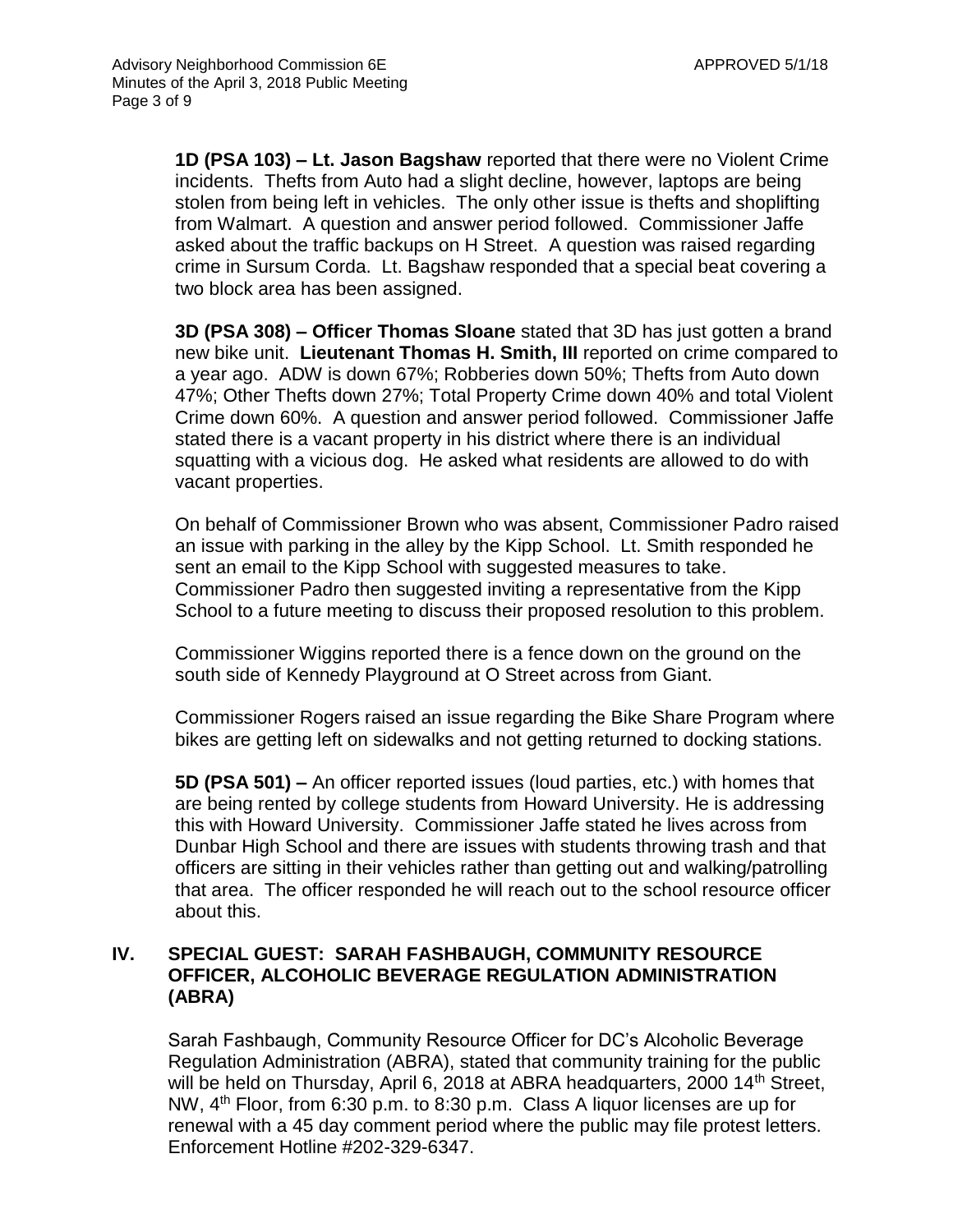**1D (PSA 103) – Lt. Jason Bagshaw** reported that there were no Violent Crime incidents. Thefts from Auto had a slight decline, however, laptops are being stolen from being left in vehicles. The only other issue is thefts and shoplifting from Walmart. A question and answer period followed. Commissioner Jaffe asked about the traffic backups on H Street. A question was raised regarding crime in Sursum Corda. Lt. Bagshaw responded that a special beat covering a two block area has been assigned.

**3D (PSA 308) – Officer Thomas Sloane** stated that 3D has just gotten a brand new bike unit. **Lieutenant Thomas H. Smith, III** reported on crime compared to a year ago. ADW is down 67%; Robberies down 50%; Thefts from Auto down 47%; Other Thefts down 27%; Total Property Crime down 40% and total Violent Crime down 60%. A question and answer period followed. Commissioner Jaffe stated there is a vacant property in his district where there is an individual squatting with a vicious dog. He asked what residents are allowed to do with vacant properties.

On behalf of Commissioner Brown who was absent, Commissioner Padro raised an issue with parking in the alley by the Kipp School. Lt. Smith responded he sent an email to the Kipp School with suggested measures to take. Commissioner Padro then suggested inviting a representative from the Kipp School to a future meeting to discuss their proposed resolution to this problem.

Commissioner Wiggins reported there is a fence down on the ground on the south side of Kennedy Playground at O Street across from Giant.

Commissioner Rogers raised an issue regarding the Bike Share Program where bikes are getting left on sidewalks and not getting returned to docking stations.

**5D (PSA 501) –** An officer reported issues (loud parties, etc.) with homes that are being rented by college students from Howard University. He is addressing this with Howard University. Commissioner Jaffe stated he lives across from Dunbar High School and there are issues with students throwing trash and that officers are sitting in their vehicles rather than getting out and walking/patrolling that area. The officer responded he will reach out to the school resource officer about this.

## IV. SPECIAL GUEST: SARAH FASHBAUGH, COMMUNITY RESOURCE OFFICER, ALCOHOLIC BEVERAGE REGULATION ADMINISTRATION (ABRA)

Sarah Fashbaugh, Community Resource Officer for DC's Alcoholic Beverage Regulation Administration (ABRA), stated that community training for the public will be held on Thursday, April 6, 2018 at ABRA headquarters, 2000 14th Street, NW, 4th Floor, from 6:30 p.m. to 8:30 p.m. Class A liquor licenses are up for renewal with a 45 day comment period where the public may file protest letters. Enforcement Hotline #202-329-6347.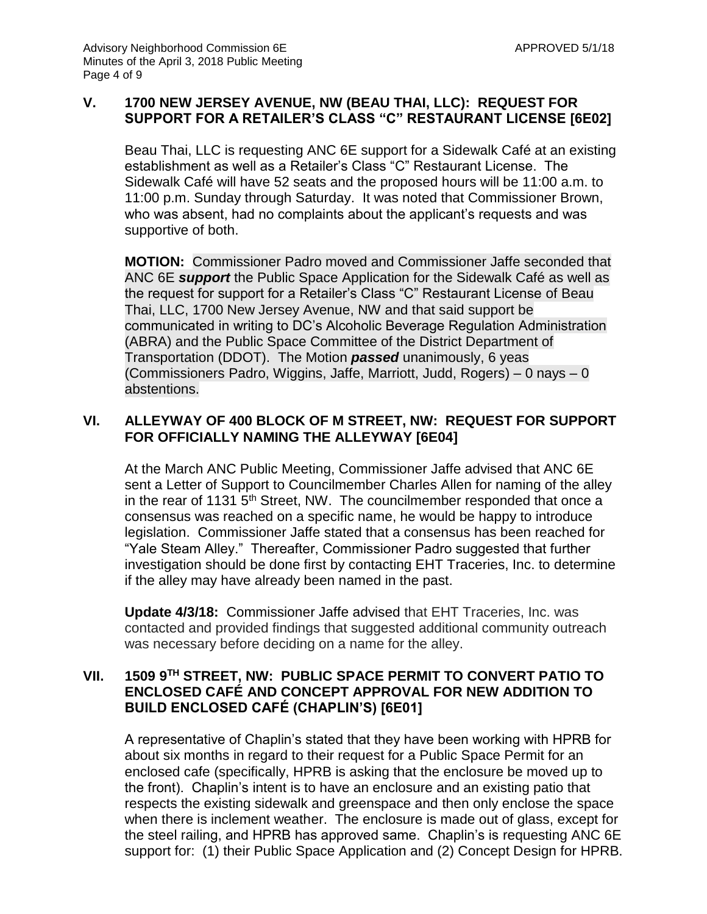## V. 1700 NEW JERSEY AVENUE, NW (BEAU THAI, LLC): REQUEST FOR SUPPORT FOR A RETAILER'S CLASS "C" RESTAURANT LICENSE [6E02]

Beau Thai, LLC is requesting ANC 6E support for a Sidewalk Café at an existing establishment as well as a Retailer's Class "C" Restaurant License. The Sidewalk Café will have 52 seats and the proposed hours will be 11:00 a.m. to 11:00 p.m. Sunday through Saturday. It was noted that Commissioner Brown, who was absent, had no complaints about the applicant's requests and was supportive of both.

**MOTION:** Commissioner Padro moved and Commissioner Jaffe seconded that ANC 6E ***support*** the Public Space Application for the Sidewalk Café as well as the request for support for a Retailer's Class "C" Restaurant License of Beau Thai, LLC, 1700 New Jersey Avenue, NW and that said support be communicated in writing to DC's Alcoholic Beverage Regulation Administration (ABRA) and the Public Space Committee of the District Department of Transportation (DDOT). The Motion ***passed*** unanimously, 6 yeas (Commissioners Padro, Wiggins, Jaffe, Marriott, Judd, Rogers) – 0 nays – 0 abstentions.

## VI. ALLEYWAY OF 400 BLOCK OF M STREET, NW: REQUEST FOR SUPPORT FOR OFFICIALLY NAMING THE ALLEYWAY [6E04]

At the March ANC Public Meeting, Commissioner Jaffe advised that ANC 6E sent a Letter of Support to Councilmember Charles Allen for naming of the alley in the rear of 1131 5th Street, NW. The councilmember responded that once a consensus was reached on a specific name, he would be happy to introduce legislation. Commissioner Jaffe stated that a consensus has been reached for "Yale Steam Alley." Thereafter, Commissioner Padro suggested that further investigation should be done first by contacting EHT Traceries, Inc. to determine if the alley may have already been named in the past.

**Update 4/3/18:** Commissioner Jaffe advised that EHT Traceries, Inc. was contacted and provided findings that suggested additional community outreach was necessary before deciding on a name for the alley.

## VII. 1509 9TH STREET, NW: PUBLIC SPACE PERMIT TO CONVERT PATIO TO ENCLOSED CAFÉ AND CONCEPT APPROVAL FOR NEW ADDITION TO BUILD ENCLOSED CAFÉ (CHAPLIN'S) [6E01]

A representative of Chaplin's stated that they have been working with HPRB for about six months in regard to their request for a Public Space Permit for an enclosed cafe (specifically, HPRB is asking that the enclosure be moved up to the front). Chaplin's intent is to have an enclosure and an existing patio that respects the existing sidewalk and greenspace and then only enclose the space when there is inclement weather. The enclosure is made out of glass, except for the steel railing, and HPRB has approved same. Chaplin's is requesting ANC 6E support for: (1) their Public Space Application and (2) Concept Design for HPRB.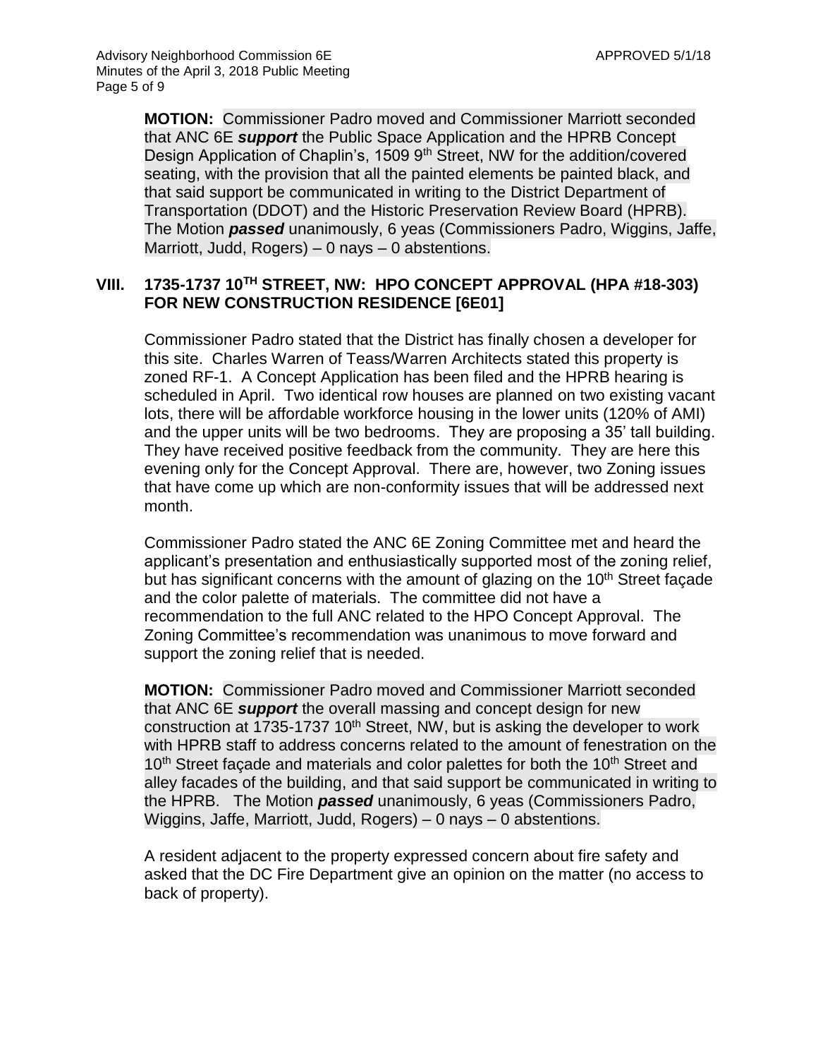**MOTION:** Commissioner Padro moved and Commissioner Marriott seconded that ANC 6E ***support*** the Public Space Application and the HPRB Concept Design Application of Chaplin's, 1509 9th Street, NW for the addition/covered seating, with the provision that all the painted elements be painted black, and that said support be communicated in writing to the District Department of Transportation (DDOT) and the Historic Preservation Review Board (HPRB). The Motion ***passed*** unanimously, 6 yeas (Commissioners Padro, Wiggins, Jaffe, Marriott, Judd, Rogers) – 0 nays – 0 abstentions.

## VIII. 1735-1737 10TH STREET, NW: HPO CONCEPT APPROVAL (HPA #18-303) FOR NEW CONSTRUCTION RESIDENCE [6E01]

Commissioner Padro stated that the District has finally chosen a developer for this site. Charles Warren of Teass/Warren Architects stated this property is zoned RF-1. A Concept Application has been filed and the HPRB hearing is scheduled in April. Two identical row houses are planned on two existing vacant lots, there will be affordable workforce housing in the lower units (120% of AMI) and the upper units will be two bedrooms. They are proposing a 35' tall building. They have received positive feedback from the community. They are here this evening only for the Concept Approval. There are, however, two Zoning issues that have come up which are non-conformity issues that will be addressed next month.

Commissioner Padro stated the ANC 6E Zoning Committee met and heard the applicant's presentation and enthusiastically supported most of the zoning relief, but has significant concerns with the amount of glazing on the 10th Street façade and the color palette of materials. The committee did not have a recommendation to the full ANC related to the HPO Concept Approval. The Zoning Committee's recommendation was unanimous to move forward and support the zoning relief that is needed.

**MOTION:** Commissioner Padro moved and Commissioner Marriott seconded that ANC 6E ***support*** the overall massing and concept design for new construction at 1735-1737 10th Street, NW, but is asking the developer to work with HPRB staff to address concerns related to the amount of fenestration on the 10th Street façade and materials and color palettes for both the 10th Street and alley facades of the building, and that said support be communicated in writing to the HPRB. The Motion ***passed*** unanimously, 6 yeas (Commissioners Padro, Wiggins, Jaffe, Marriott, Judd, Rogers) – 0 nays – 0 abstentions.

A resident adjacent to the property expressed concern about fire safety and asked that the DC Fire Department give an opinion on the matter (no access to back of property).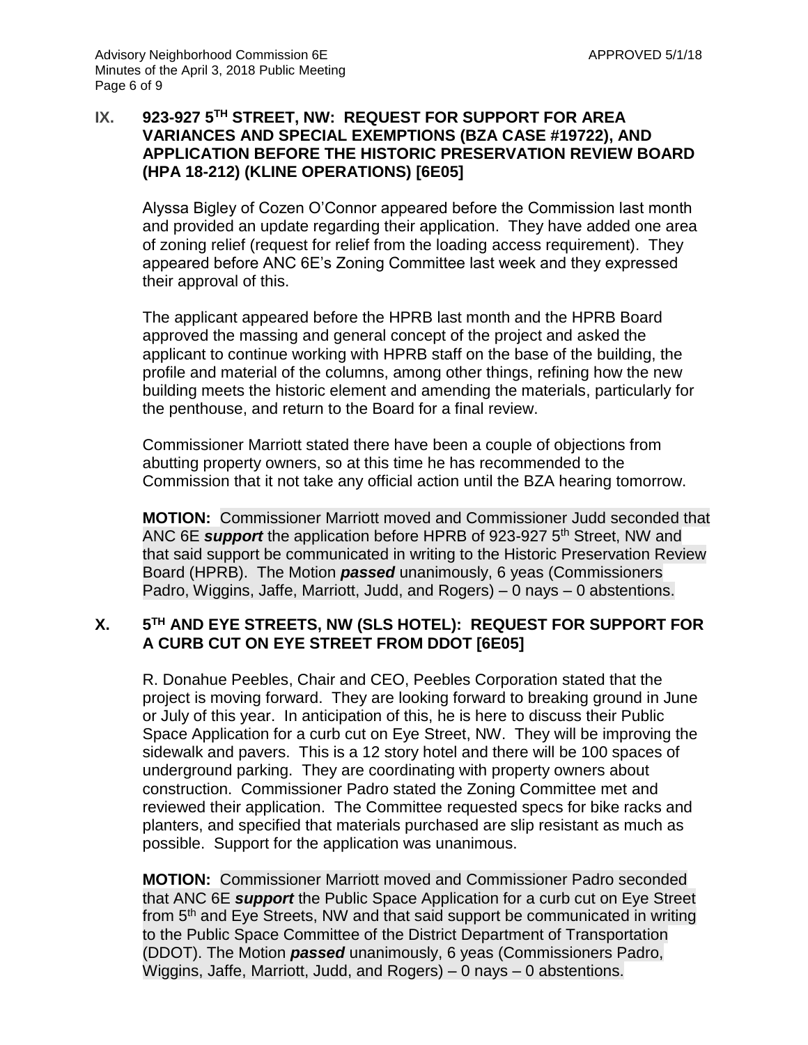## IX. 923-927 5TH STREET, NW: REQUEST FOR SUPPORT FOR AREA VARIANCES AND SPECIAL EXEMPTIONS (BZA CASE #19722), AND APPLICATION BEFORE THE HISTORIC PRESERVATION REVIEW BOARD (HPA 18-212) (KLINE OPERATIONS) [6E05]

Alyssa Bigley of Cozen O'Connor appeared before the Commission last month and provided an update regarding their application. They have added one area of zoning relief (request for relief from the loading access requirement). They appeared before ANC 6E's Zoning Committee last week and they expressed their approval of this.

The applicant appeared before the HPRB last month and the HPRB Board approved the massing and general concept of the project and asked the applicant to continue working with HPRB staff on the base of the building, the profile and material of the columns, among other things, refining how the new building meets the historic element and amending the materials, particularly for the penthouse, and return to the Board for a final review.

Commissioner Marriott stated there have been a couple of objections from abutting property owners, so at this time he has recommended to the Commission that it not take any official action until the BZA hearing tomorrow.

**MOTION:** Commissioner Marriott moved and Commissioner Judd seconded that ANC 6E ***support*** the application before HPRB of 923-927 5th Street, NW and that said support be communicated in writing to the Historic Preservation Review Board (HPRB). The Motion ***passed*** unanimously, 6 yeas (Commissioners Padro, Wiggins, Jaffe, Marriott, Judd, and Rogers) – 0 nays – 0 abstentions.

## X. 5TH AND EYE STREETS, NW (SLS HOTEL): REQUEST FOR SUPPORT FOR A CURB CUT ON EYE STREET FROM DDOT [6E05]

R. Donahue Peebles, Chair and CEO, Peebles Corporation stated that the project is moving forward. They are looking forward to breaking ground in June or July of this year. In anticipation of this, he is here to discuss their Public Space Application for a curb cut on Eye Street, NW. They will be improving the sidewalk and pavers. This is a 12 story hotel and there will be 100 spaces of underground parking. They are coordinating with property owners about construction. Commissioner Padro stated the Zoning Committee met and reviewed their application. The Committee requested specs for bike racks and planters, and specified that materials purchased are slip resistant as much as possible. Support for the application was unanimous.

**MOTION:** Commissioner Marriott moved and Commissioner Padro seconded that ANC 6E ***support*** the Public Space Application for a curb cut on Eye Street from 5th and Eye Streets, NW and that said support be communicated in writing to the Public Space Committee of the District Department of Transportation (DDOT). The Motion ***passed*** unanimously, 6 yeas (Commissioners Padro, Wiggins, Jaffe, Marriott, Judd, and Rogers) – 0 nays – 0 abstentions.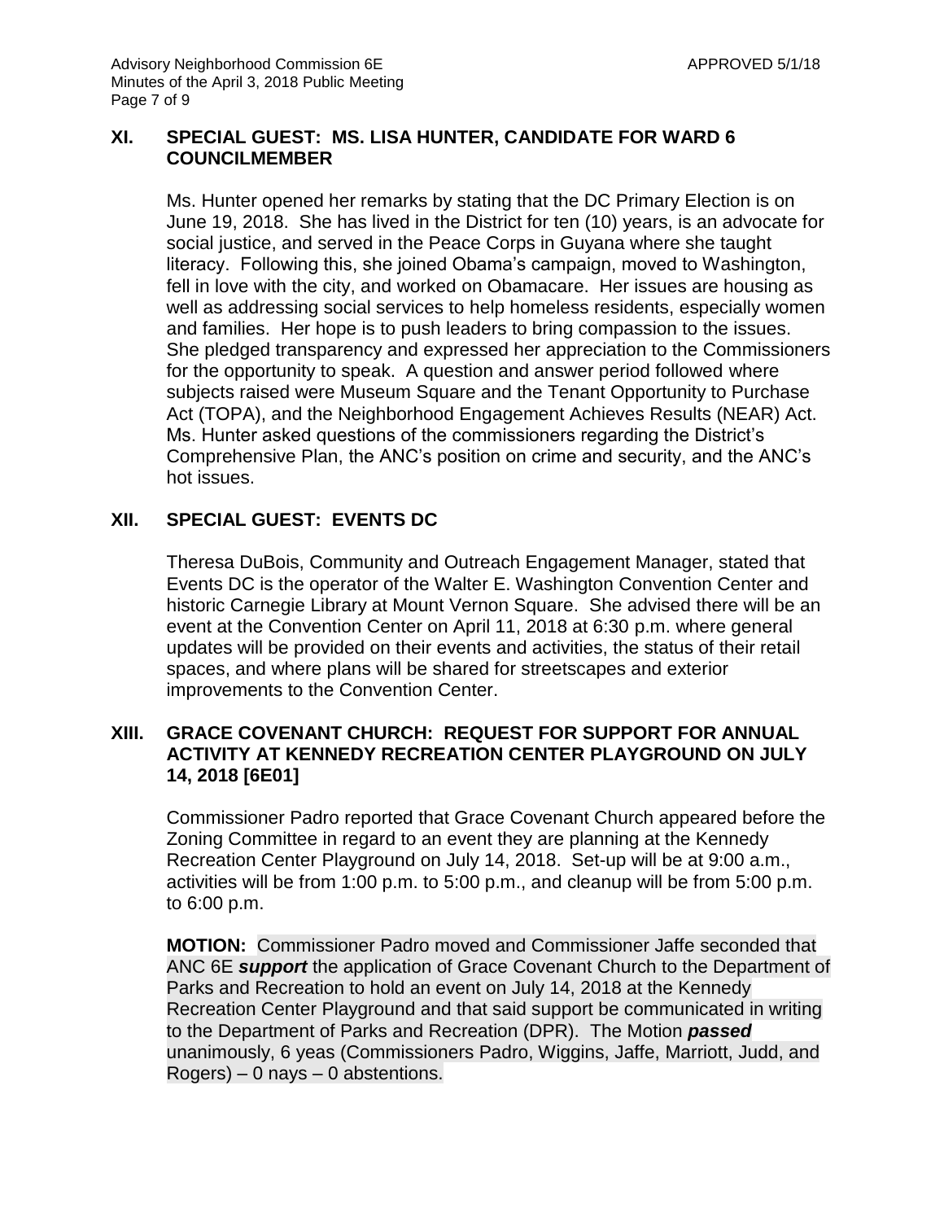## XI. SPECIAL GUEST: MS. LISA HUNTER, CANDIDATE FOR WARD 6 COUNCILMEMBER

Ms. Hunter opened her remarks by stating that the DC Primary Election is on June 19, 2018. She has lived in the District for ten (10) years, is an advocate for social justice, and served in the Peace Corps in Guyana where she taught literacy. Following this, she joined Obama's campaign, moved to Washington, fell in love with the city, and worked on Obamacare. Her issues are housing as well as addressing social services to help homeless residents, especially women and families. Her hope is to push leaders to bring compassion to the issues. She pledged transparency and expressed her appreciation to the Commissioners for the opportunity to speak. A question and answer period followed where subjects raised were Museum Square and the Tenant Opportunity to Purchase Act (TOPA), and the Neighborhood Engagement Achieves Results (NEAR) Act. Ms. Hunter asked questions of the commissioners regarding the District's Comprehensive Plan, the ANC's position on crime and security, and the ANC's hot issues.

## XII. SPECIAL GUEST: EVENTS DC

Theresa DuBois, Community and Outreach Engagement Manager, stated that Events DC is the operator of the Walter E. Washington Convention Center and historic Carnegie Library at Mount Vernon Square. She advised there will be an event at the Convention Center on April 11, 2018 at 6:30 p.m. where general updates will be provided on their events and activities, the status of their retail spaces, and where plans will be shared for streetscapes and exterior improvements to the Convention Center.

## XIII. GRACE COVENANT CHURCH: REQUEST FOR SUPPORT FOR ANNUAL ACTIVITY AT KENNEDY RECREATION CENTER PLAYGROUND ON JULY 14, 2018 [6E01]

Commissioner Padro reported that Grace Covenant Church appeared before the Zoning Committee in regard to an event they are planning at the Kennedy Recreation Center Playground on July 14, 2018. Set-up will be at 9:00 a.m., activities will be from 1:00 p.m. to 5:00 p.m., and cleanup will be from 5:00 p.m. to 6:00 p.m.

**MOTION:** Commissioner Padro moved and Commissioner Jaffe seconded that ANC 6E ***support*** the application of Grace Covenant Church to the Department of Parks and Recreation to hold an event on July 14, 2018 at the Kennedy Recreation Center Playground and that said support be communicated in writing to the Department of Parks and Recreation (DPR). The Motion ***passed*** unanimously, 6 yeas (Commissioners Padro, Wiggins, Jaffe, Marriott, Judd, and Rogers) – 0 nays – 0 abstentions.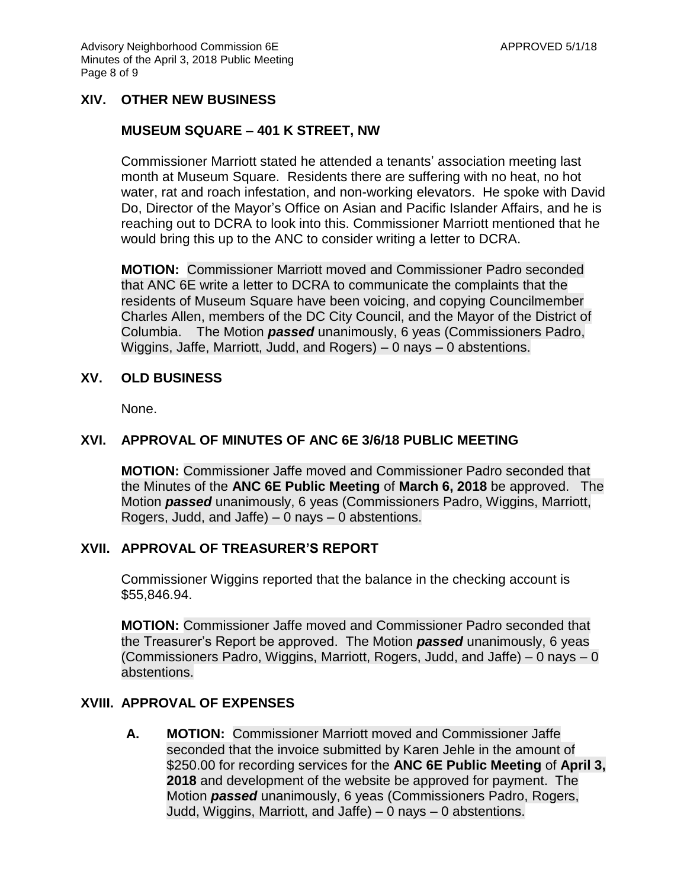## XIV. OTHER NEW BUSINESS

### MUSEUM SQUARE – 401 K STREET, NW

Commissioner Marriott stated he attended a tenants' association meeting last month at Museum Square. Residents there are suffering with no heat, no hot water, rat and roach infestation, and non-working elevators. He spoke with David Do, Director of the Mayor's Office on Asian and Pacific Islander Affairs, and he is reaching out to DCRA to look into this. Commissioner Marriott mentioned that he would bring this up to the ANC to consider writing a letter to DCRA.

**MOTION:** Commissioner Marriott moved and Commissioner Padro seconded that ANC 6E write a letter to DCRA to communicate the complaints that the residents of Museum Square have been voicing, and copying Councilmember Charles Allen, members of the DC City Council, and the Mayor of the District of Columbia. The Motion ***passed*** unanimously, 6 yeas (Commissioners Padro, Wiggins, Jaffe, Marriott, Judd, and Rogers) – 0 nays – 0 abstentions.

## XV. OLD BUSINESS

None.

## XVI. APPROVAL OF MINUTES OF ANC 6E 3/6/18 PUBLIC MEETING

**MOTION:** Commissioner Jaffe moved and Commissioner Padro seconded that the Minutes of the **ANC 6E Public Meeting** of **March 6, 2018** be approved. The Motion ***passed*** unanimously, 6 yeas (Commissioners Padro, Wiggins, Marriott, Rogers, Judd, and Jaffe) – 0 nays – 0 abstentions.

## XVII. APPROVAL OF TREASURER'S REPORT

Commissioner Wiggins reported that the balance in the checking account is $55,846.94.

**MOTION:** Commissioner Jaffe moved and Commissioner Padro seconded that the Treasurer's Report be approved. The Motion ***passed*** unanimously, 6 yeas (Commissioners Padro, Wiggins, Marriott, Rogers, Judd, and Jaffe) – 0 nays – 0 abstentions.

## XVIII. APPROVAL OF EXPENSES

**A. MOTION:** Commissioner Marriott moved and Commissioner Jaffe seconded that the invoice submitted by Karen Jehle in the amount of $250.00 for recording services for the **ANC 6E Public Meeting** of **April 3, 2018** and development of the website be approved for payment. The Motion ***passed*** unanimously, 6 yeas (Commissioners Padro, Rogers, Judd, Wiggins, Marriott, and Jaffe) – 0 nays – 0 abstentions.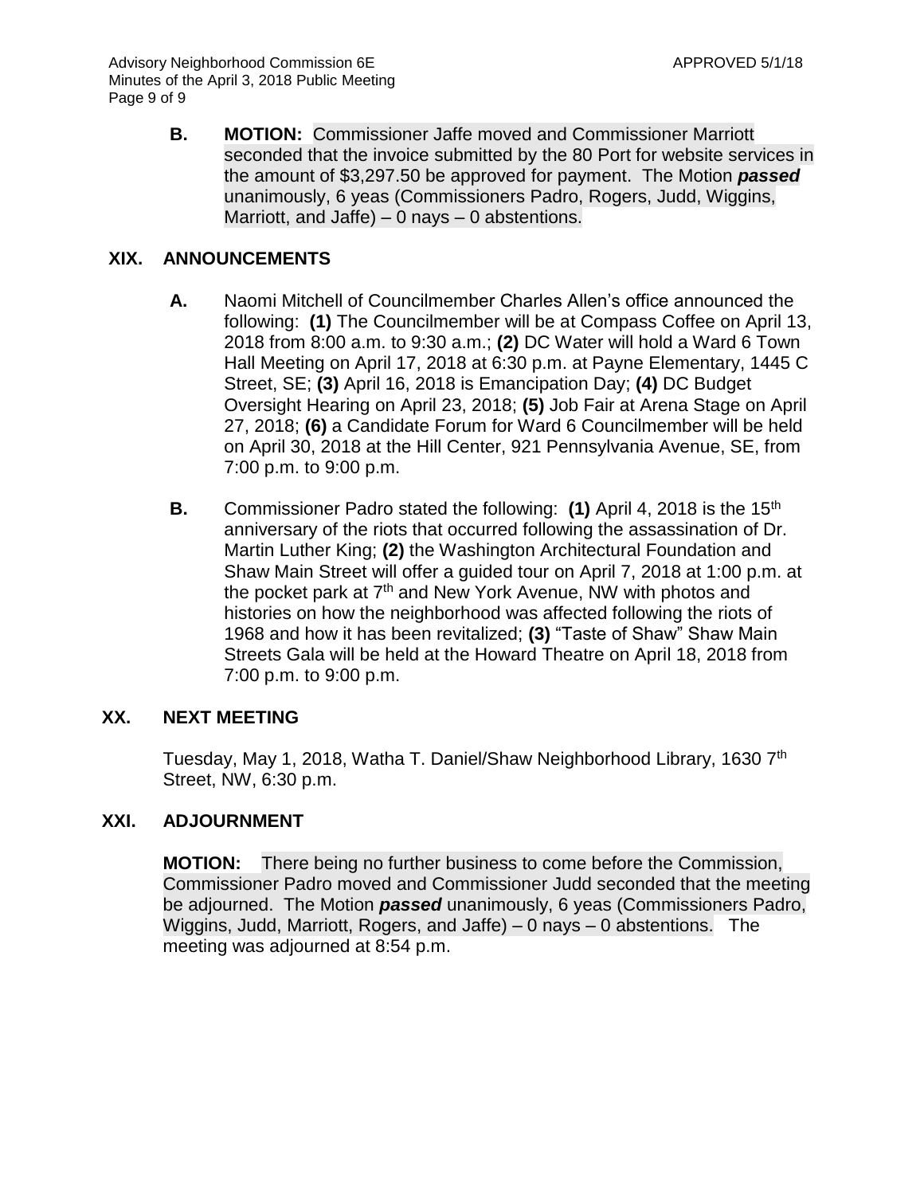**B. MOTION:** Commissioner Jaffe moved and Commissioner Marriott seconded that the invoice submitted by the 80 Port for website services in the amount of $3,297.50 be approved for payment. The Motion ***passed*** unanimously, 6 yeas (Commissioners Padro, Rogers, Judd, Wiggins, Marriott, and Jaffe) – 0 nays – 0 abstentions.

## XIX. ANNOUNCEMENTS

**A.** Naomi Mitchell of Councilmember Charles Allen's office announced the following: **(1)** The Councilmember will be at Compass Coffee on April 13, 2018 from 8:00 a.m. to 9:30 a.m.; **(2)** DC Water will hold a Ward 6 Town Hall Meeting on April 17, 2018 at 6:30 p.m. at Payne Elementary, 1445 C Street, SE; **(3)** April 16, 2018 is Emancipation Day; **(4)** DC Budget Oversight Hearing on April 23, 2018; **(5)** Job Fair at Arena Stage on April 27, 2018; **(6)** a Candidate Forum for Ward 6 Councilmember will be held on April 30, 2018 at the Hill Center, 921 Pennsylvania Avenue, SE, from 7:00 p.m. to 9:00 p.m.

**B.** Commissioner Padro stated the following: **(1)** April 4, 2018 is the 15th anniversary of the riots that occurred following the assassination of Dr. Martin Luther King; **(2)** the Washington Architectural Foundation and Shaw Main Street will offer a guided tour on April 7, 2018 at 1:00 p.m. at the pocket park at 7th and New York Avenue, NW with photos and histories on how the neighborhood was affected following the riots of 1968 and how it has been revitalized; **(3)** "Taste of Shaw" Shaw Main Streets Gala will be held at the Howard Theatre on April 18, 2018 from 7:00 p.m. to 9:00 p.m.

## XX. NEXT MEETING

Tuesday, May 1, 2018, Watha T. Daniel/Shaw Neighborhood Library, 1630 7th Street, NW, 6:30 p.m.

## XXI. ADJOURNMENT

**MOTION:** There being no further business to come before the Commission, Commissioner Padro moved and Commissioner Judd seconded that the meeting be adjourned. The Motion ***passed*** unanimously, 6 yeas (Commissioners Padro, Wiggins, Judd, Marriott, Rogers, and Jaffe) – 0 nays – 0 abstentions. The meeting was adjourned at 8:54 p.m.